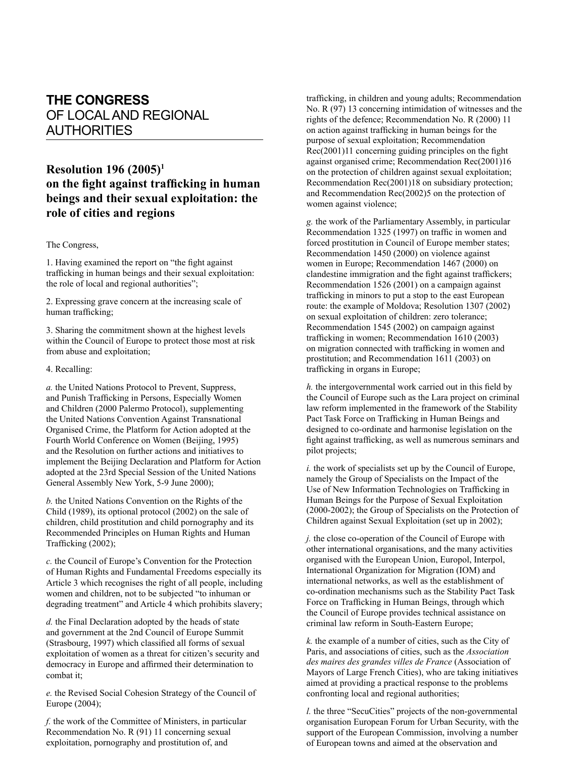# THE CONGRESS OF LOCAL AND REGIONAL AUTHORITIES

## Resolution 196 (2005)[1] on the fight against trafficking in human beings and their sexual exploitation: the role of cities and regions

The Congress,

1. Having examined the report on "the fight against trafficking in human beings and their sexual exploitation: the role of local and regional authorities";

2. Expressing grave concern at the increasing scale of human trafficking;

3. Sharing the commitment shown at the highest levels within the Council of Europe to protect those most at risk from abuse and exploitation;

4. Recalling:

*a.* the United Nations Protocol to Prevent, Suppress, and Punish Trafficking in Persons, Especially Women and Children (2000 Palermo Protocol), supplementing the United Nations Convention Against Transnational Organised Crime, the Platform for Action adopted at the Fourth World Conference on Women (Beijing, 1995) and the Resolution on further actions and initiatives to implement the Beijing Declaration and Platform for Action adopted at the 23rd Special Session of the United Nations General Assembly New York, 5-9 June 2000);

*b.* the United Nations Convention on the Rights of the Child (1989), its optional protocol (2002) on the sale of children, child prostitution and child pornography and its Recommended Principles on Human Rights and Human Trafficking (2002);

*c.* the Council of Europe's Convention for the Protection of Human Rights and Fundamental Freedoms especially its Article 3 which recognises the right of all people, including women and children, not to be subjected "to inhuman or degrading treatment" and Article 4 which prohibits slavery;

*d.* the Final Declaration adopted by the heads of state and government at the 2nd Council of Europe Summit (Strasbourg, 1997) which classified all forms of sexual exploitation of women as a threat for citizen's security and democracy in Europe and affirmed their determination to combat it;

*e.* the Revised Social Cohesion Strategy of the Council of Europe (2004);

*f.* the work of the Committee of Ministers, in particular Recommendation No. R (91) 11 concerning sexual exploitation, pornography and prostitution of, and trafficking, in children and young adults; Recommendation No. R (97) 13 concerning intimidation of witnesses and the rights of the defence; Recommendation No. R (2000) 11 on action against trafficking in human beings for the purpose of sexual exploitation; Recommendation Rec(2001)11 concerning guiding principles on the fight against organised crime; Recommendation Rec(2001)16 on the protection of children against sexual exploitation; Recommendation Rec(2001)18 on subsidiary protection; and Recommendation Rec(2002)5 on the protection of women against violence;

*g.* the work of the Parliamentary Assembly, in particular Recommendation 1325 (1997) on traffic in women and forced prostitution in Council of Europe member states; Recommendation 1450 (2000) on violence against women in Europe; Recommendation 1467 (2000) on clandestine immigration and the fight against traffickers; Recommendation 1526 (2001) on a campaign against trafficking in minors to put a stop to the east European route: the example of Moldova; Resolution 1307 (2002) on sexual exploitation of children: zero tolerance; Recommendation 1545 (2002) on campaign against trafficking in women; Recommendation 1610 (2003) on migration connected with trafficking in women and prostitution; and Recommendation 1611 (2003) on trafficking in organs in Europe;

*h.* the intergovernmental work carried out in this field by the Council of Europe such as the Lara project on criminal law reform implemented in the framework of the Stability Pact Task Force on Trafficking in Human Beings and designed to co-ordinate and harmonise legislation on the fight against trafficking, as well as numerous seminars and pilot projects;

*i.* the work of specialists set up by the Council of Europe, namely the Group of Specialists on the Impact of the Use of New Information Technologies on Trafficking in Human Beings for the Purpose of Sexual Exploitation (2000-2002); the Group of Specialists on the Protection of Children against Sexual Exploitation (set up in 2002);

*j.* the close co-operation of the Council of Europe with other international organisations, and the many activities organised with the European Union, Europol, Interpol, International Organization for Migration (IOM) and international networks, as well as the establishment of co-ordination mechanisms such as the Stability Pact Task Force on Trafficking in Human Beings, through which the Council of Europe provides technical assistance on criminal law reform in South-Eastern Europe;

*k.* the example of a number of cities, such as the City of Paris, and associations of cities, such as the *Association des maires des grandes villes de France* (Association of Mayors of Large French Cities), who are taking initiatives aimed at providing a practical response to the problems confronting local and regional authorities;

*l.* the three "SecuCities" projects of the non-governmental organisation European Forum for Urban Security, with the support of the European Commission, involving a number of European towns and aimed at the observation and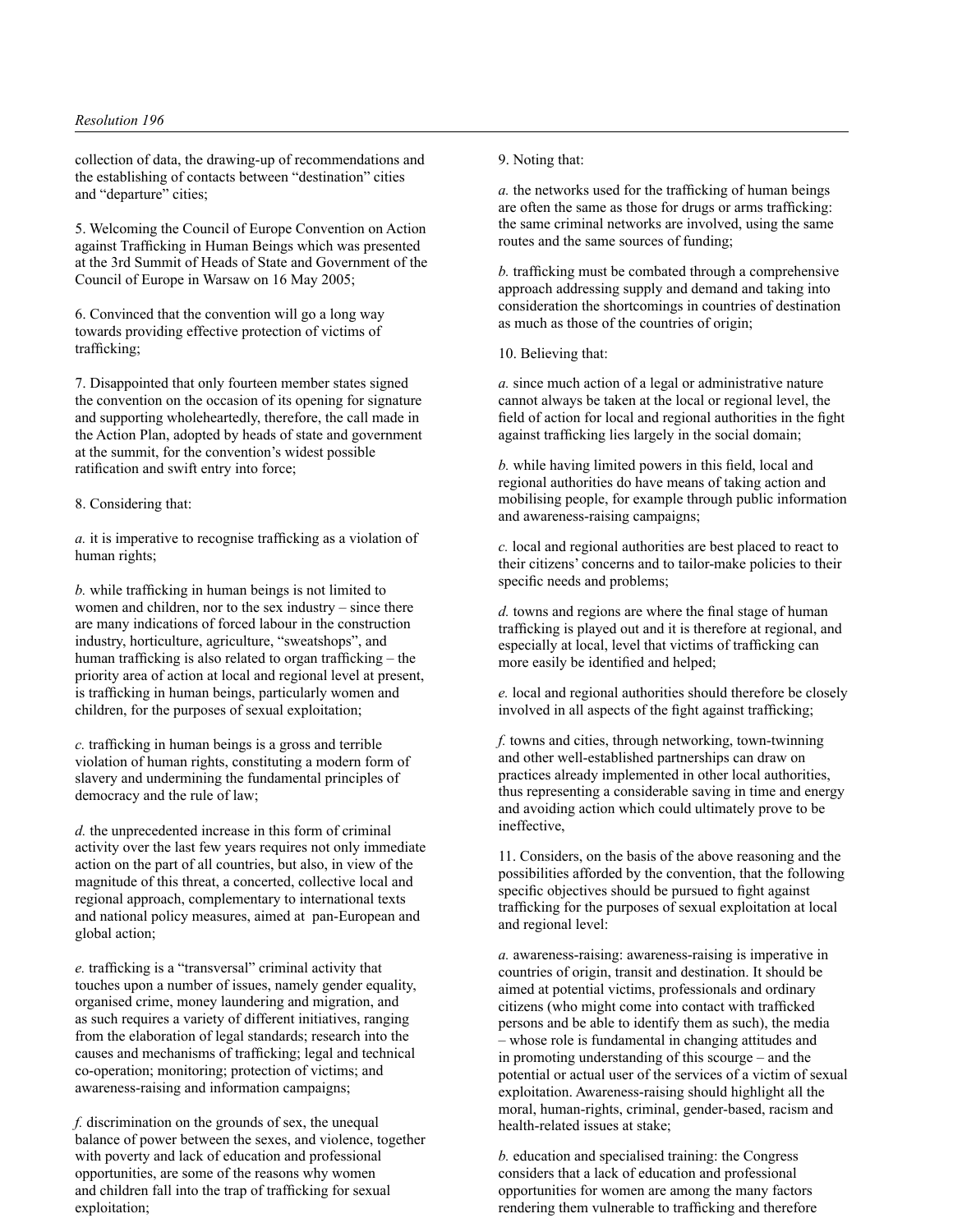collection of data, the drawing-up of recommendations and the establishing of contacts between "destination" cities and "departure" cities;

5. Welcoming the Council of Europe Convention on Action against Trafficking in Human Beings which was presented at the 3rd Summit of Heads of State and Government of the Council of Europe in Warsaw on 16 May 2005;

6. Convinced that the convention will go a long way towards providing effective protection of victims of trafficking;

7. Disappointed that only fourteen member states signed the convention on the occasion of its opening for signature and supporting wholeheartedly, therefore, the call made in the Action Plan, adopted by heads of state and government at the summit, for the convention's widest possible ratification and swift entry into force;

8. Considering that:

*a.* it is imperative to recognise trafficking as a violation of human rights;

*b.* while trafficking in human beings is not limited to women and children, nor to the sex industry – since there are many indications of forced labour in the construction industry, horticulture, agriculture, "sweatshops", and human trafficking is also related to organ trafficking – the priority area of action at local and regional level at present, is trafficking in human beings, particularly women and children, for the purposes of sexual exploitation;

*c.* trafficking in human beings is a gross and terrible violation of human rights, constituting a modern form of slavery and undermining the fundamental principles of democracy and the rule of law;

*d.* the unprecedented increase in this form of criminal activity over the last few years requires not only immediate action on the part of all countries, but also, in view of the magnitude of this threat, a concerted, collective local and regional approach, complementary to international texts and national policy measures, aimed at pan-European and global action;

*e.* trafficking is a "transversal" criminal activity that touches upon a number of issues, namely gender equality, organised crime, money laundering and migration, and as such requires a variety of different initiatives, ranging from the elaboration of legal standards; research into the causes and mechanisms of trafficking; legal and technical co-operation; monitoring; protection of victims; and awareness-raising and information campaigns;

*f.* discrimination on the grounds of sex, the unequal balance of power between the sexes, and violence, together with poverty and lack of education and professional opportunities, are some of the reasons why women and children fall into the trap of trafficking for sexual exploitation;

9. Noting that:

*a.* the networks used for the trafficking of human beings are often the same as those for drugs or arms trafficking: the same criminal networks are involved, using the same routes and the same sources of funding;

*b.* trafficking must be combated through a comprehensive approach addressing supply and demand and taking into consideration the shortcomings in countries of destination as much as those of the countries of origin;

10. Believing that:

*a.* since much action of a legal or administrative nature cannot always be taken at the local or regional level, the field of action for local and regional authorities in the fight against trafficking lies largely in the social domain;

*b.* while having limited powers in this field, local and regional authorities do have means of taking action and mobilising people, for example through public information and awareness-raising campaigns;

*c.* local and regional authorities are best placed to react to their citizens' concerns and to tailor-make policies to their specific needs and problems;

*d.* towns and regions are where the final stage of human trafficking is played out and it is therefore at regional, and especially at local, level that victims of trafficking can more easily be identified and helped;

*e.* local and regional authorities should therefore be closely involved in all aspects of the fight against trafficking;

*f.* towns and cities, through networking, town-twinning and other well-established partnerships can draw on practices already implemented in other local authorities, thus representing a considerable saving in time and energy and avoiding action which could ultimately prove to be ineffective,

11. Considers, on the basis of the above reasoning and the possibilities afforded by the convention, that the following specific objectives should be pursued to fight against trafficking for the purposes of sexual exploitation at local and regional level:

*a.* awareness-raising: awareness-raising is imperative in countries of origin, transit and destination. It should be aimed at potential victims, professionals and ordinary citizens (who might come into contact with trafficked persons and be able to identify them as such), the media – whose role is fundamental in changing attitudes and in promoting understanding of this scourge – and the potential or actual user of the services of a victim of sexual exploitation. Awareness-raising should highlight all the moral, human-rights, criminal, gender-based, racism and health-related issues at stake;

*b.* education and specialised training: the Congress considers that a lack of education and professional opportunities for women are among the many factors rendering them vulnerable to trafficking and therefore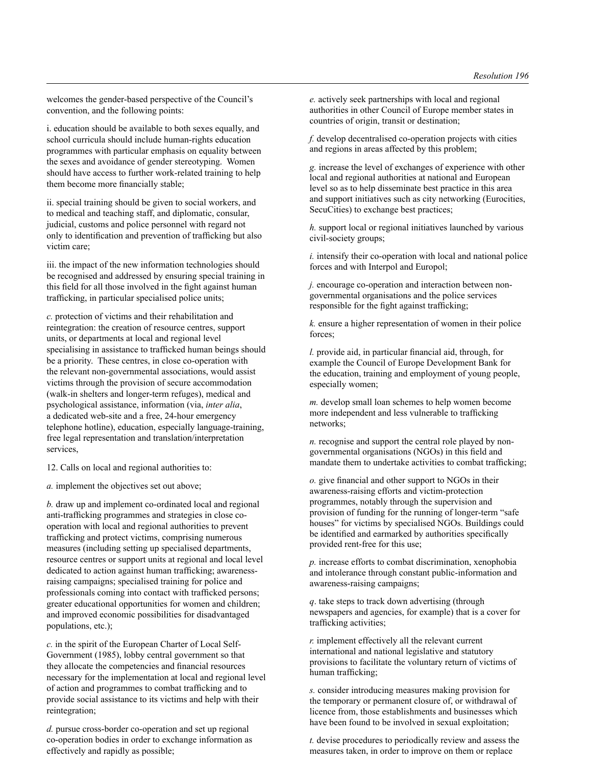welcomes the gender-based perspective of the Council's convention, and the following points:

i. education should be available to both sexes equally, and school curricula should include human-rights education programmes with particular emphasis on equality between the sexes and avoidance of gender stereotyping. Women should have access to further work-related training to help them become more financially stable;

ii. special training should be given to social workers, and to medical and teaching staff, and diplomatic, consular, judicial, customs and police personnel with regard not only to identification and prevention of trafficking but also victim care;

iii. the impact of the new information technologies should be recognised and addressed by ensuring special training in this field for all those involved in the fight against human trafficking, in particular specialised police units;

*c.* protection of victims and their rehabilitation and reintegration: the creation of resource centres, support units, or departments at local and regional level specialising in assistance to trafficked human beings should be a priority. These centres, in close co-operation with the relevant non-governmental associations, would assist victims through the provision of secure accommodation (walk-in shelters and longer-term refuges), medical and psychological assistance, information (via, *inter alia*, a dedicated web-site and a free, 24-hour emergency telephone hotline), education, especially language-training, free legal representation and translation/interpretation services,

12. Calls on local and regional authorities to:

*a.* implement the objectives set out above;

*b.* draw up and implement co-ordinated local and regional anti-trafficking programmes and strategies in close co-operation with local and regional authorities to prevent trafficking and protect victims, comprising numerous measures (including setting up specialised departments, resource centres or support units at regional and local level dedicated to action against human trafficking; awareness-raising campaigns; specialised training for police and professionals coming into contact with trafficked persons; greater educational opportunities for women and children; and improved economic possibilities for disadvantaged populations, etc.);

*c.* in the spirit of the European Charter of Local Self-Government (1985), lobby central government so that they allocate the competencies and financial resources necessary for the implementation at local and regional level of action and programmes to combat trafficking and to provide social assistance to its victims and help with their reintegration;

*d.* pursue cross-border co-operation and set up regional co-operation bodies in order to exchange information as effectively and rapidly as possible;

*e.* actively seek partnerships with local and regional authorities in other Council of Europe member states in countries of origin, transit or destination;

*f.* develop decentralised co-operation projects with cities and regions in areas affected by this problem;

*g.* increase the level of exchanges of experience with other local and regional authorities at national and European level so as to help disseminate best practice in this area and support initiatives such as city networking (Eurocities, SecuCities) to exchange best practices;

*h.* support local or regional initiatives launched by various civil-society groups;

*i.* intensify their co-operation with local and national police forces and with Interpol and Europol;

*j.* encourage co-operation and interaction between non-governmental organisations and the police services responsible for the fight against trafficking;

*k.* ensure a higher representation of women in their police forces;

*l.* provide aid, in particular financial aid, through, for example the Council of Europe Development Bank for the education, training and employment of young people, especially women;

*m.* develop small loan schemes to help women become more independent and less vulnerable to trafficking networks;

*n.* recognise and support the central role played by non-governmental organisations (NGOs) in this field and mandate them to undertake activities to combat trafficking;

*o.* give financial and other support to NGOs in their awareness-raising efforts and victim-protection programmes, notably through the supervision and provision of funding for the running of longer-term "safe houses" for victims by specialised NGOs. Buildings could be identified and earmarked by authorities specifically provided rent-free for this use;

*p.* increase efforts to combat discrimination, xenophobia and intolerance through constant public-information and awareness-raising campaigns;

*q*. take steps to track down advertising (through newspapers and agencies, for example) that is a cover for trafficking activities;

*r.* implement effectively all the relevant current international and national legislative and statutory provisions to facilitate the voluntary return of victims of human trafficking;

*s.* consider introducing measures making provision for the temporary or permanent closure of, or withdrawal of licence from, those establishments and businesses which have been found to be involved in sexual exploitation;

*t.* devise procedures to periodically review and assess the measures taken, in order to improve on them or replace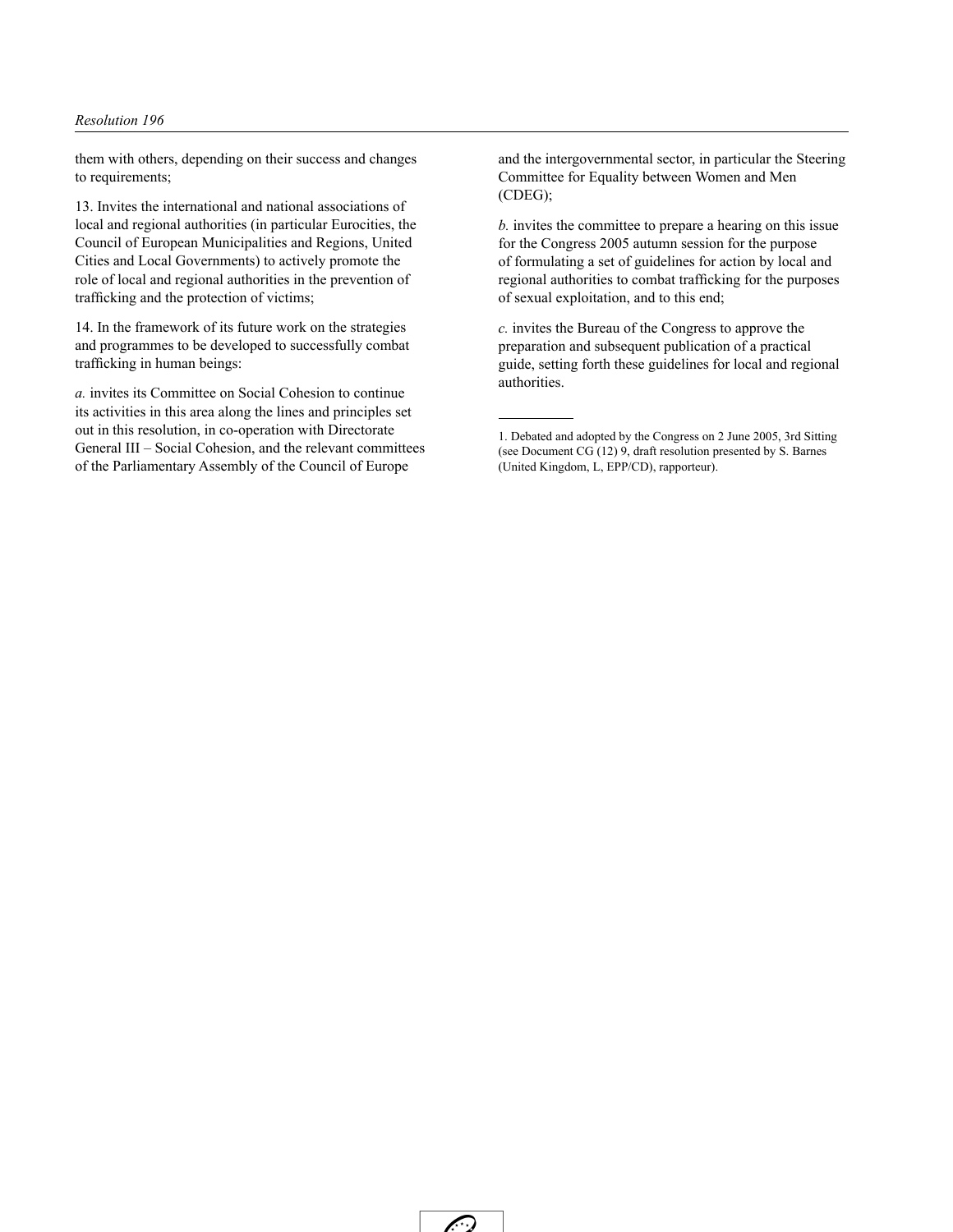them with others, depending on their success and changes to requirements;

13. Invites the international and national associations of local and regional authorities (in particular Eurocities, the Council of European Municipalities and Regions, United Cities and Local Governments) to actively promote the role of local and regional authorities in the prevention of trafficking and the protection of victims;

14. In the framework of its future work on the strategies and programmes to be developed to successfully combat trafficking in human beings:

*a.* invites its Committee on Social Cohesion to continue its activities in this area along the lines and principles set out in this resolution, in co-operation with Directorate General III – Social Cohesion, and the relevant committees of the Parliamentary Assembly of the Council of Europe and the intergovernmental sector, in particular the Steering Committee for Equality between Women and Men (CDEG);

*b.* invites the committee to prepare a hearing on this issue for the Congress 2005 autumn session for the purpose of formulating a set of guidelines for action by local and regional authorities to combat trafficking for the purposes of sexual exploitation, and to this end;

*c.* invites the Bureau of the Congress to approve the preparation and subsequent publication of a practical guide, setting forth these guidelines for local and regional authorities.

---

1. Debated and adopted by the Congress on 2 June 2005, 3rd Sitting (see Document CG (12) 9, draft resolution presented by S. Barnes (United Kingdom, L, EPP/CD), rapporteur).